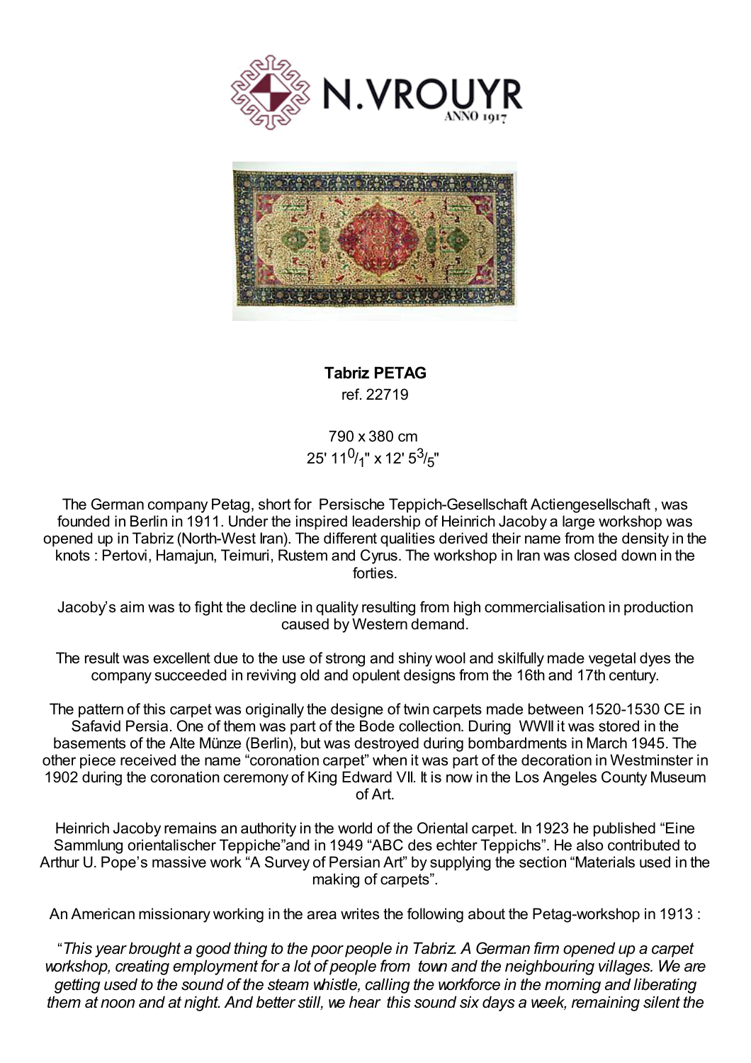**Tabriz PETAG**

ref. 22719

790 x 380 cm

25' $11^{0}/_{1}$" x 12' $5^{3}/_{5}$"

The German company Petag, short for Persische Teppich-Gesellschaft Actiengesellschaft , was founded in Berlin in 1911. Under the inspired leadership of Heinrich Jacoby a large workshop was opened up in Tabriz (North-West Iran). The different qualities derived their name from the density in the knots : Pertovi, Hamajun, Teimuri, Rustem and Cyrus. The workshop in Iran was closed down in the forties.

Jacoby's aim was to fight the decline in quality resulting from high commercialisation in production caused by Western demand.

The result was excellent due to the use of strong and shiny wool and skilfully made vegetal dyes the company succeeded in reviving old and opulent designs from the 16th and 17th century.

The pattern of this carpet was originally the designe of twin carpets made between 1520-1530 CE in Safavid Persia. One of them was part of the Bode collection. During WWII it was stored in the basements of the Alte Münze (Berlin), but was destroyed during bombardments in March 1945. The other piece received the name "coronation carpet" when it was part of the decoration in Westminster in 1902 during the coronation ceremony of King Edward VII. It is now in the Los Angeles County Museum of Art.

Heinrich Jacoby remains an authority in the world of the Oriental carpet. In 1923 he published "Eine Sammlung orientalischer Teppiche"and in 1949 "ABC des echter Teppichs". He also contributed to Arthur U. Pope's massive work "A Survey of Persian Art" by supplying the section "Materials used in the making of carpets".

An American missionary working in the area writes the following about the Petag-workshop in 1913 :

"*This year brought a good thing to the poor people in Tabriz. A German firm opened up a carpet workshop, creating employment for a lot of people from town and the neighbouring villages. We are getting used to the sound of the steam whistle, calling the workforce in the morning and liberating them at noon and at night. And better still, we hear this sound six days a week, remaining silent the*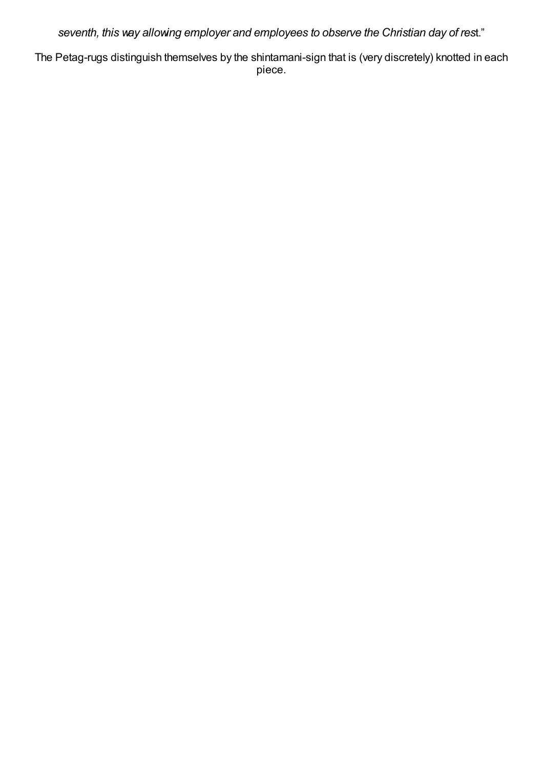*seventh, this way allowing employer and employees to observe the Christian day of res*t."

The Petag-rugs distinguish themselves by the shintamani-sign that is (very discretely) knotted in each piece.